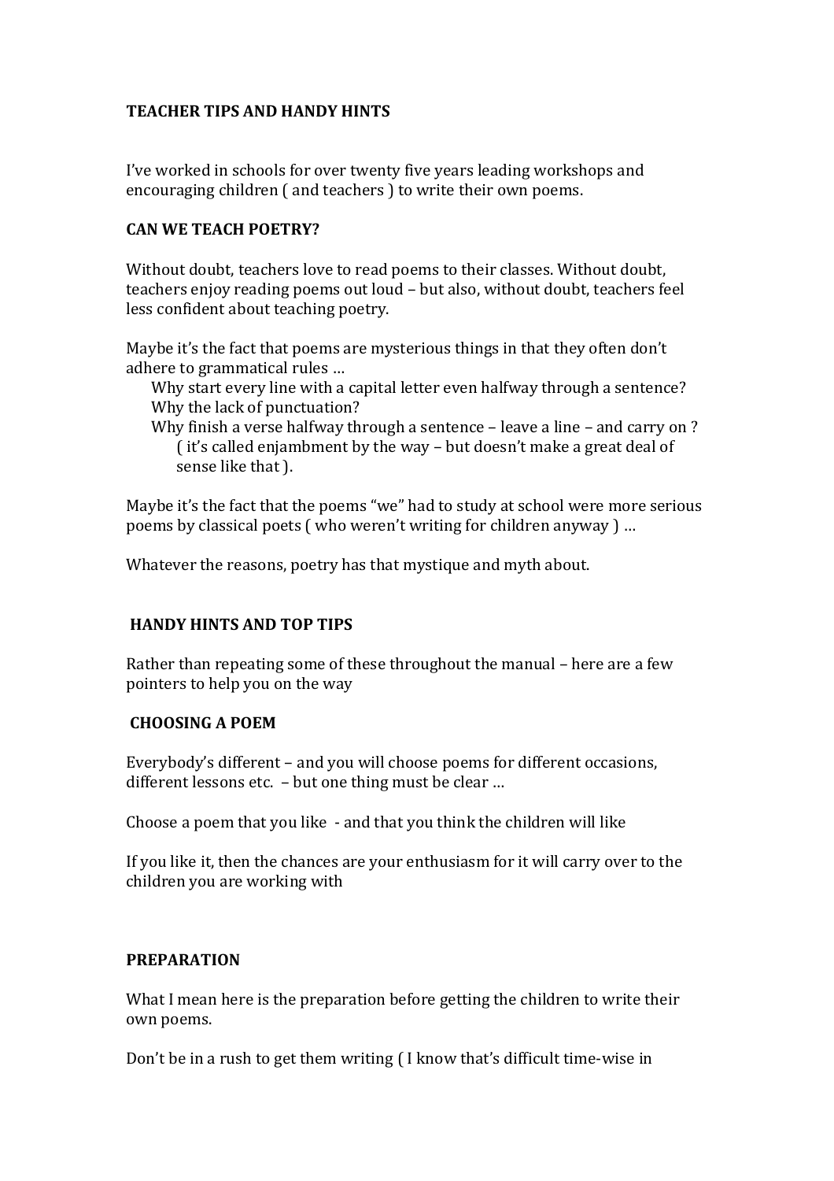# TEACHER TIPS AND HANDY HINTS

I've worked in schools for over twenty five years leading workshops and encouraging children ( and teachers ) to write their own poems.

## CAN WE TEACH POETRY?

Without doubt, teachers love to read poems to their classes. Without doubt, teachers enjoy reading poems out loud – but also, without doubt, teachers feel less confident about teaching poetry.

Maybe it's the fact that poems are mysterious things in that they often don't adhere to grammatical rules …

Why start every line with a capital letter even halfway through a sentence?
Why the lack of punctuation?
Why finish a verse halfway through a sentence – leave a line – and carry on ?
( it's called enjambment by the way – but doesn't make a great deal of sense like that ).

Maybe it's the fact that the poems "we" had to study at school were more serious poems by classical poets ( who weren't writing for children anyway ) …

Whatever the reasons, poetry has that mystique and myth about.

## HANDY HINTS AND TOP TIPS

Rather than repeating some of these throughout the manual – here are a few pointers to help you on the way

## CHOOSING A POEM

Everybody's different – and you will choose poems for different occasions, different lessons etc. – but one thing must be clear …

Choose a poem that you like - and that you think the children will like

If you like it, then the chances are your enthusiasm for it will carry over to the children you are working with

## PREPARATION

What I mean here is the preparation before getting the children to write their own poems.

Don't be in a rush to get them writing ( I know that's difficult time-wise in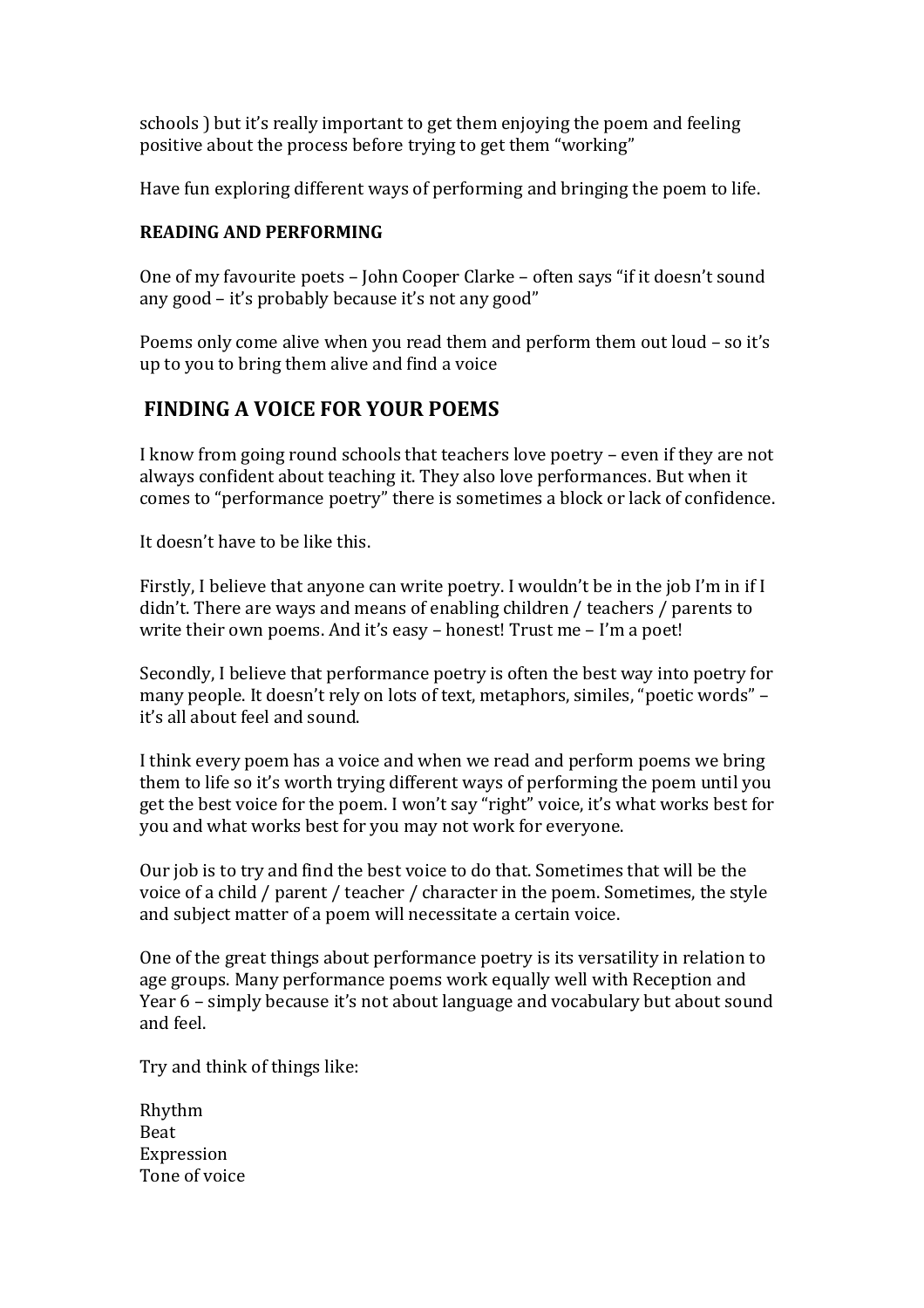schools ) but it's really important to get them enjoying the poem and feeling positive about the process before trying to get them "working"

Have fun exploring different ways of performing and bringing the poem to life.

**READING AND PERFORMING**

One of my favourite poets – John Cooper Clarke – often says "if it doesn't sound any good – it's probably because it's not any good"

Poems only come alive when you read them and perform them out loud – so it's up to you to bring them alive and find a voice

## FINDING A VOICE FOR YOUR POEMS

I know from going round schools that teachers love poetry – even if they are not always confident about teaching it. They also love performances. But when it comes to "performance poetry" there is sometimes a block or lack of confidence.

It doesn't have to be like this.

Firstly, I believe that anyone can write poetry. I wouldn't be in the job I'm in if I didn't. There are ways and means of enabling children / teachers / parents to write their own poems. And it's easy – honest! Trust me – I'm a poet!

Secondly, I believe that performance poetry is often the best way into poetry for many people. It doesn't rely on lots of text, metaphors, similes, "poetic words" – it's all about feel and sound.

I think every poem has a voice and when we read and perform poems we bring them to life so it's worth trying different ways of performing the poem until you get the best voice for the poem. I won't say "right" voice, it's what works best for you and what works best for you may not work for everyone.

Our job is to try and find the best voice to do that. Sometimes that will be the voice of a child / parent / teacher / character in the poem. Sometimes, the style and subject matter of a poem will necessitate a certain voice.

One of the great things about performance poetry is its versatility in relation to age groups. Many performance poems work equally well with Reception and Year 6 – simply because it's not about language and vocabulary but about sound and feel.

Try and think of things like:

Rhythm
Beat
Expression
Tone of voice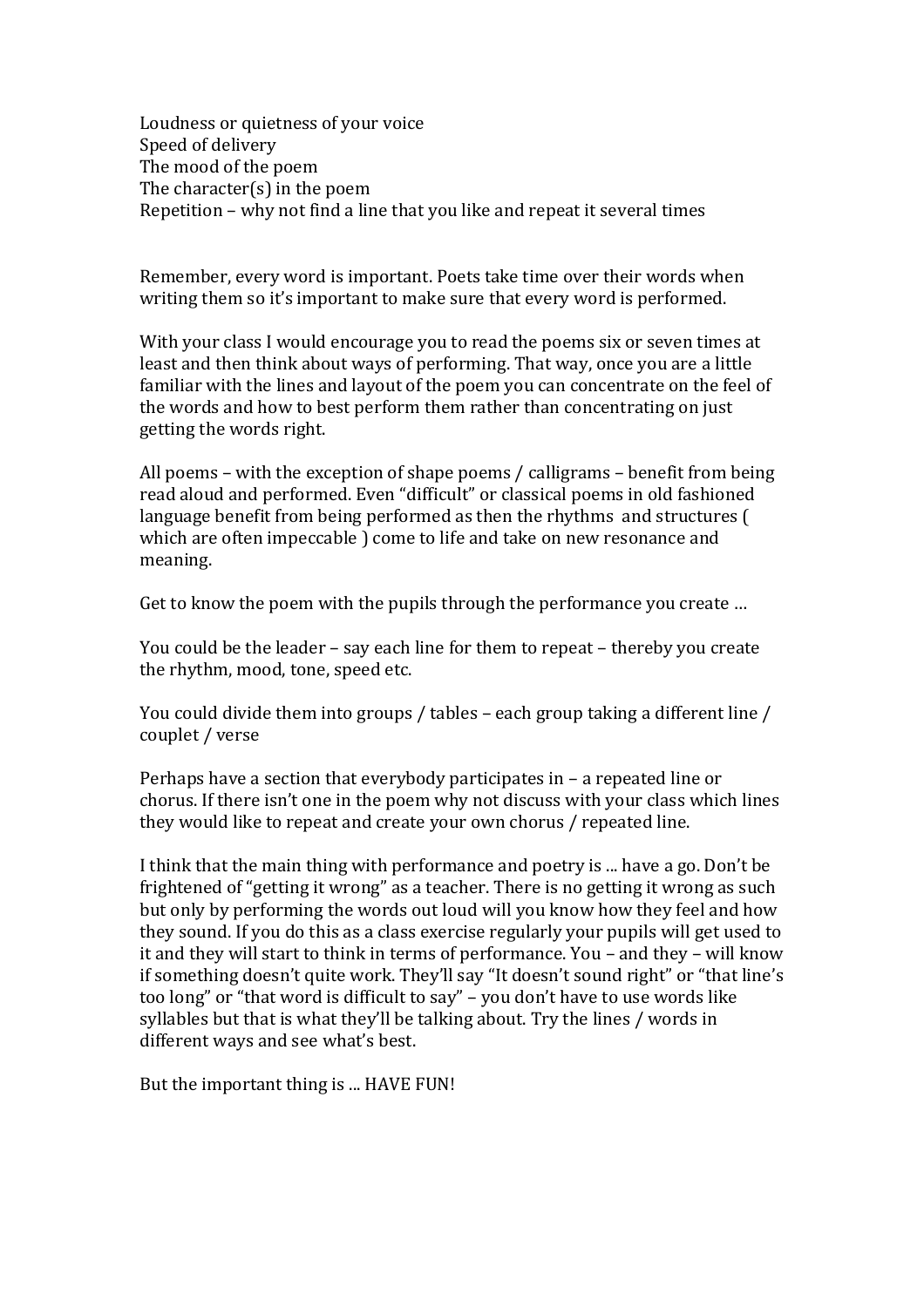Loudness or quietness of your voice
Speed of delivery
The mood of the poem
The character(s) in the poem
Repetition – why not find a line that you like and repeat it several times

Remember, every word is important. Poets take time over their words when writing them so it's important to make sure that every word is performed.

With your class I would encourage you to read the poems six or seven times at least and then think about ways of performing. That way, once you are a little familiar with the lines and layout of the poem you can concentrate on the feel of the words and how to best perform them rather than concentrating on just getting the words right.

All poems – with the exception of shape poems / calligrams – benefit from being read aloud and performed. Even "difficult" or classical poems in old fashioned language benefit from being performed as then the rhythms and structures ( which are often impeccable ) come to life and take on new resonance and meaning.

Get to know the poem with the pupils through the performance you create …

You could be the leader – say each line for them to repeat – thereby you create the rhythm, mood, tone, speed etc.

You could divide them into groups / tables – each group taking a different line / couplet / verse

Perhaps have a section that everybody participates in – a repeated line or chorus. If there isn't one in the poem why not discuss with your class which lines they would like to repeat and create your own chorus / repeated line.

I think that the main thing with performance and poetry is ... have a go. Don't be frightened of "getting it wrong" as a teacher. There is no getting it wrong as such but only by performing the words out loud will you know how they feel and how they sound. If you do this as a class exercise regularly your pupils will get used to it and they will start to think in terms of performance. You – and they – will know if something doesn't quite work. They'll say "It doesn't sound right" or "that line's too long" or "that word is difficult to say" – you don't have to use words like syllables but that is what they'll be talking about. Try the lines / words in different ways and see what's best.

But the important thing is ... HAVE FUN!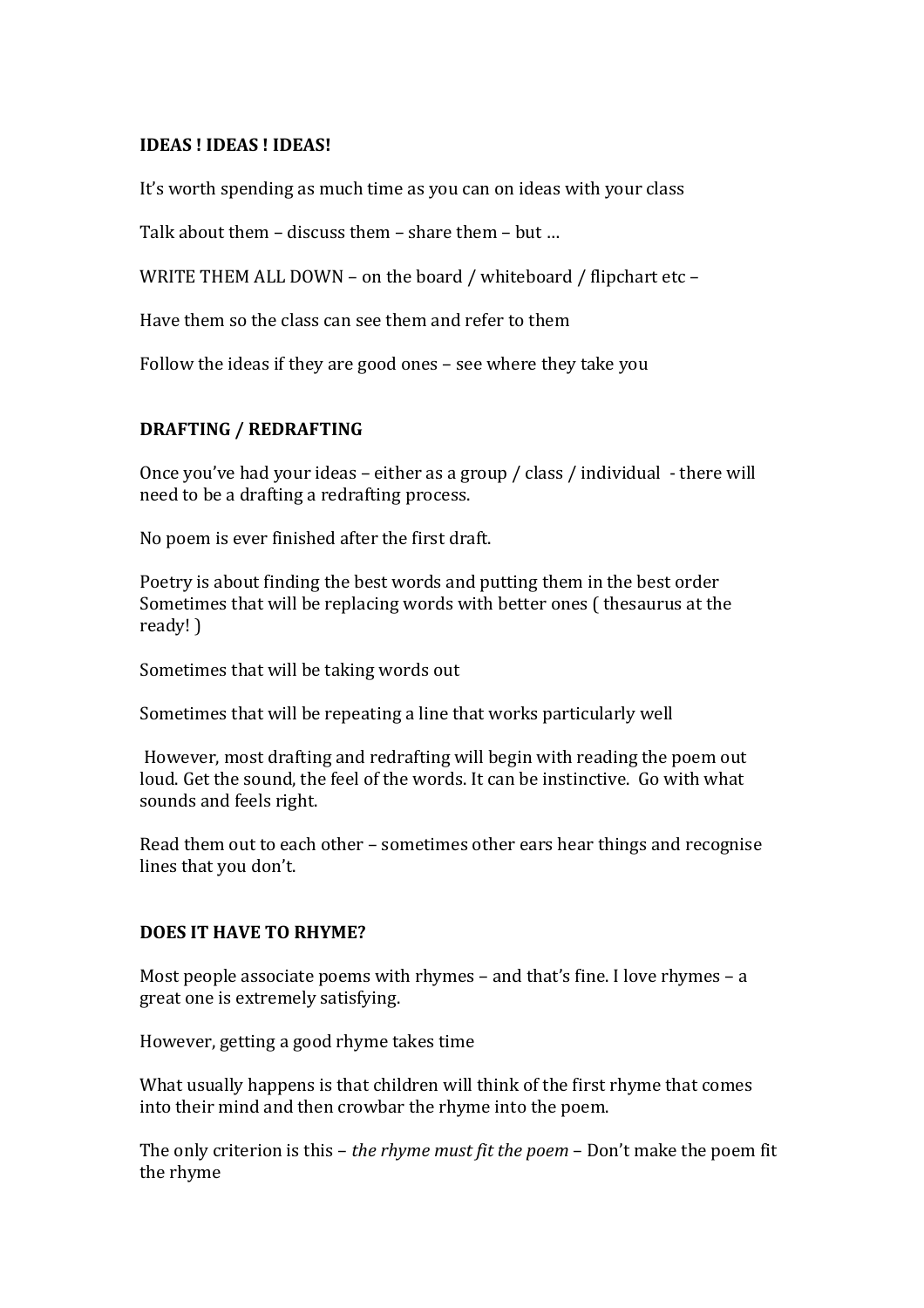**IDEAS ! IDEAS ! IDEAS!**

It's worth spending as much time as you can on ideas with your class

Talk about them – discuss them – share them – but …

WRITE THEM ALL DOWN – on the board / whiteboard / flipchart etc –

Have them so the class can see them and refer to them

Follow the ideas if they are good ones – see where they take you

**DRAFTING / REDRAFTING**

Once you've had your ideas – either as a group / class / individual - there will need to be a drafting a redrafting process.

No poem is ever finished after the first draft.

Poetry is about finding the best words and putting them in the best order
Sometimes that will be replacing words with better ones ( thesaurus at the ready! )

Sometimes that will be taking words out

Sometimes that will be repeating a line that works particularly well

However, most drafting and redrafting will begin with reading the poem out loud. Get the sound, the feel of the words. It can be instinctive. Go with what sounds and feels right.

Read them out to each other – sometimes other ears hear things and recognise lines that you don't.

**DOES IT HAVE TO RHYME?**

Most people associate poems with rhymes – and that's fine. I love rhymes – a great one is extremely satisfying.

However, getting a good rhyme takes time

What usually happens is that children will think of the first rhyme that comes into their mind and then crowbar the rhyme into the poem.

The only criterion is this – *the rhyme must fit the poem* – Don't make the poem fit the rhyme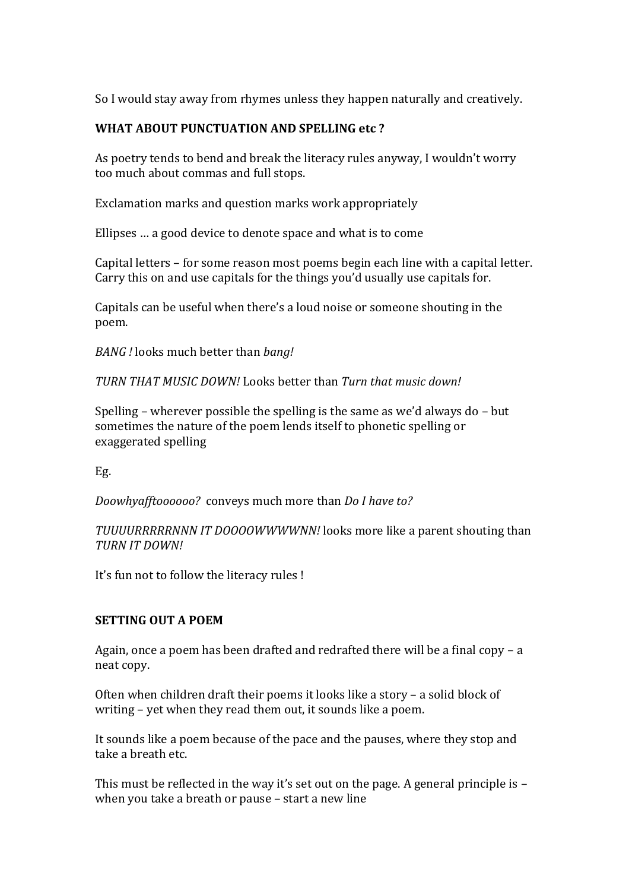So I would stay away from rhymes unless they happen naturally and creatively.

**WHAT ABOUT PUNCTUATION AND SPELLING etc ?**

As poetry tends to bend and break the literacy rules anyway, I wouldn't worry too much about commas and full stops.

Exclamation marks and question marks work appropriately

Ellipses … a good device to denote space and what is to come

Capital letters – for some reason most poems begin each line with a capital letter. Carry this on and use capitals for the things you'd usually use capitals for.

Capitals can be useful when there's a loud noise or someone shouting in the poem.

*BANG !* looks much better than *bang!*

*TURN THAT MUSIC DOWN!* Looks better than *Turn that music down!*

Spelling – wherever possible the spelling is the same as we'd always do – but sometimes the nature of the poem lends itself to phonetic spelling or exaggerated spelling

Eg.

*Doowhyafftoooooo?* conveys much more than *Do I have to?*

*TUUUURRRRNNN IT DOOOOWWWWNN!* looks more like a parent shouting than *TURN IT DOWN!*

It's fun not to follow the literacy rules !

**SETTING OUT A POEM**

Again, once a poem has been drafted and redrafted there will be a final copy – a neat copy.

Often when children draft their poems it looks like a story – a solid block of writing – yet when they read them out, it sounds like a poem.

It sounds like a poem because of the pace and the pauses, where they stop and take a breath etc.

This must be reflected in the way it's set out on the page. A general principle is – when you take a breath or pause – start a new line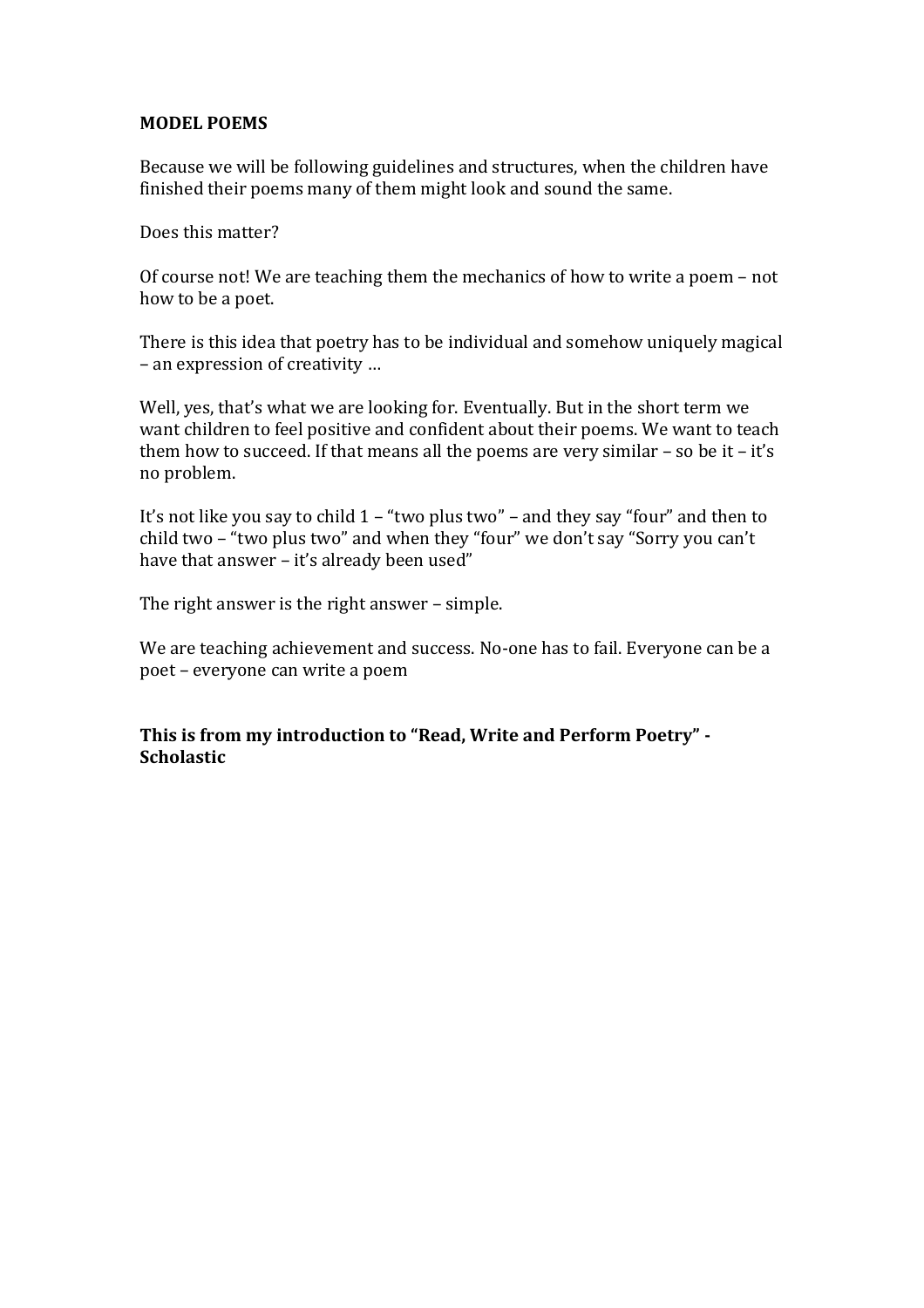**MODEL POEMS**

Because we will be following guidelines and structures, when the children have finished their poems many of them might look and sound the same.

Does this matter?

Of course not! We are teaching them the mechanics of how to write a poem – not how to be a poet.

There is this idea that poetry has to be individual and somehow uniquely magical – an expression of creativity …

Well, yes, that's what we are looking for. Eventually. But in the short term we want children to feel positive and confident about their poems. We want to teach them how to succeed. If that means all the poems are very similar – so be it – it's no problem.

It's not like you say to child 1 – "two plus two" – and they say "four" and then to child two – "two plus two" and when they "four" we don't say "Sorry you can't have that answer – it's already been used"

The right answer is the right answer – simple.

We are teaching achievement and success. No-one has to fail. Everyone can be a poet – everyone can write a poem

**This is from my introduction to "Read, Write and Perform Poetry" - Scholastic**